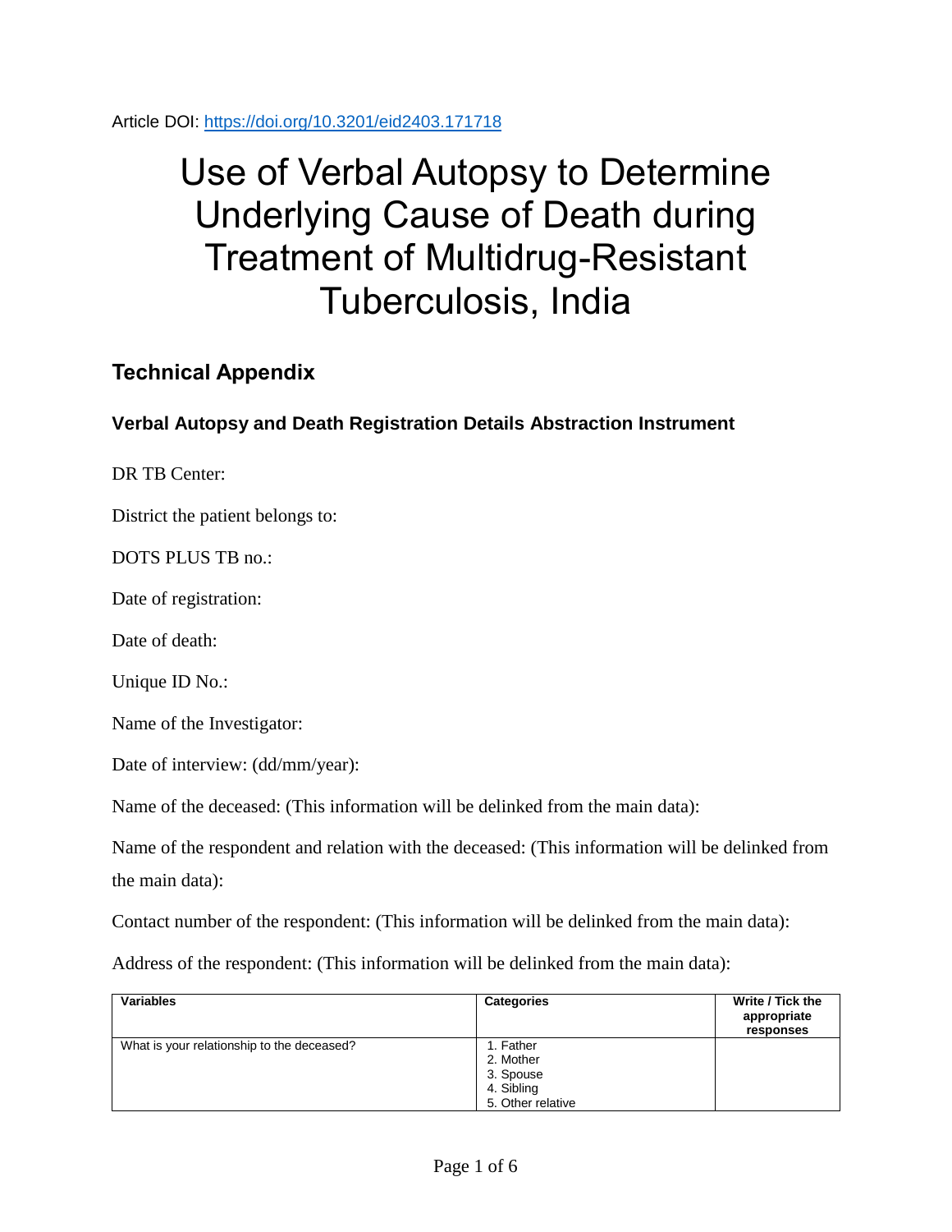Article DOI: https://doi.org/10.3201/eid2403.171718

# Use of Verbal Autopsy to Determine Underlying Cause of Death during Treatment of Multidrug-Resistant Tuberculosis, India

## Technical Appendix

### Verbal Autopsy and Death Registration Details Abstraction Instrument

DR TB Center:

District the patient belongs to:

DOTS PLUS TB no.:

Date of registration:

Date of death:

Unique ID No.:

Name of the Investigator:

Date of interview: (dd/mm/year):

Name of the deceased: (This information will be delinked from the main data):

Name of the respondent and relation with the deceased: (This information will be delinked from the main data):

Contact number of the respondent: (This information will be delinked from the main data):

Address of the respondent: (This information will be delinked from the main data):

| Variables | Categories | Write / Tick the appropriate responses |
|---|---|---|
| What is your relationship to the deceased? | 1. Father<br>2. Mother<br>3. Spouse<br>4. Sibling<br>5. Other relative | |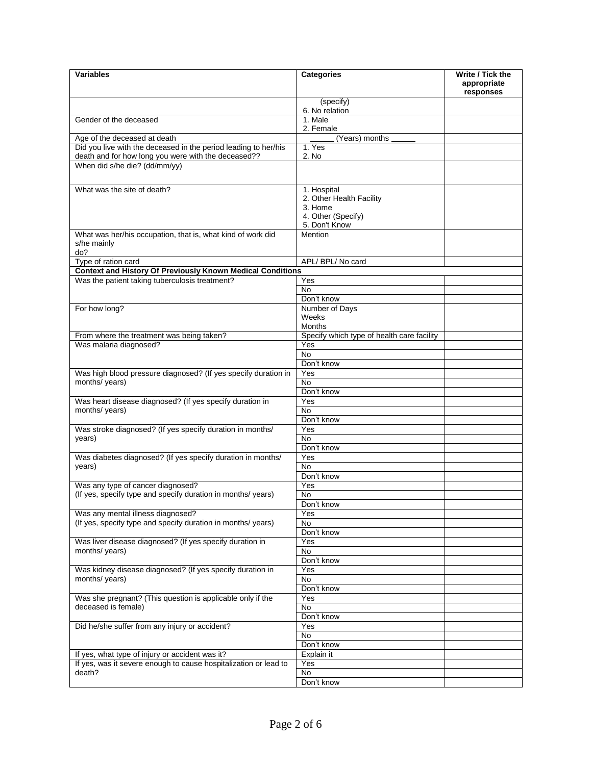| Variables | Categories | Write / Tick the appropriate responses |
|---|---|---|
| | (specify)<br>6. No relation | |
| Gender of the deceased | 1. Male<br>2. Female | |
| Age of the deceased at death | _____ (Years) months _____ | |
| Did you live with the deceased in the period leading to her/his death and for how long you were with the deceased?? | 1. Yes<br>2. No | |
| When did s/he die? (dd/mm/yy) | | |
| What was the site of death? | 1. Hospital<br>2. Other Health Facility<br>3. Home<br>4. Other (Specify)<br>5. Don't Know | |
| What was her/his occupation, that is, what kind of work did s/he mainly do? | Mention | |
| Type of ration card | APL/ BPL/ No card | |
| **Context and History Of Previously Known Medical Conditions** | | |
| Was the patient taking tuberculosis treatment? | Yes | |
| | No | |
| | Don't know | |
| For how long? | Number of Days<br>Weeks<br>Months | |
| From where the treatment was being taken? | Specify which type of health care facility | |
| Was malaria diagnosed? | Yes | |
| | No | |
| | Don't know | |
| Was high blood pressure diagnosed? (If yes specify duration in months/ years) | Yes | |
| | No | |
| | Don't know | |
| Was heart disease diagnosed? (If yes specify duration in months/ years) | Yes | |
| | No | |
| | Don't know | |
| Was stroke diagnosed? (If yes specify duration in months/ years) | Yes | |
| | No | |
| | Don't know | |
| Was diabetes diagnosed? (If yes specify duration in months/ years) | Yes | |
| | No | |
| | Don't know | |
| Was any type of cancer diagnosed?<br>(If yes, specify type and specify duration in months/ years) | Yes | |
| | No | |
| | Don't know | |
| Was any mental illness diagnosed?<br>(If yes, specify type and specify duration in months/ years) | Yes | |
| | No | |
| | Don't know | |
| Was liver disease diagnosed? (If yes specify duration in months/ years) | Yes | |
| | No | |
| | Don't know | |
| Was kidney disease diagnosed? (If yes specify duration in months/ years) | Yes | |
| | No | |
| | Don't know | |
| Was she pregnant? (This question is applicable only if the deceased is female) | Yes | |
| | No | |
| | Don't know | |
| Did he/she suffer from any injury or accident? | Yes | |
| | No | |
| | Don't know | |
| If yes, what type of injury or accident was it? | Explain it | |
| If yes, was it severe enough to cause hospitalization or lead to death? | Yes | |
| | No | |
| | Don't know | |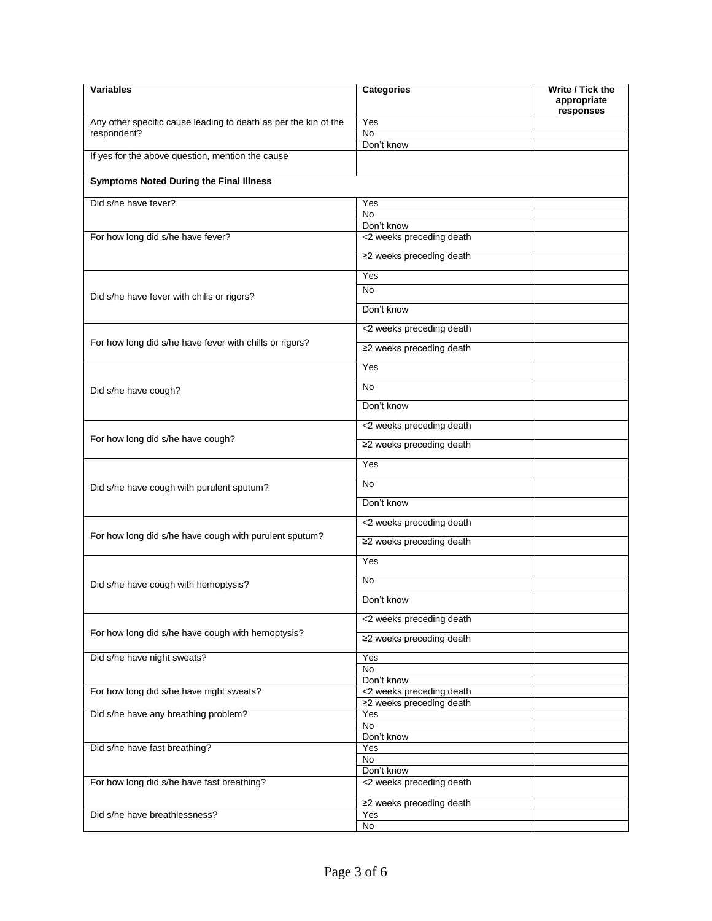| Variables | Categories | Write / Tick the appropriate responses |
| --- | --- | --- |
| Any other specific cause leading to death as per the kin of the respondent? | Yes | |
| | No | |
| | Don't know | |
| If yes for the above question, mention the cause | | |
| **Symptoms Noted During the Final Illness** | | |
| Did s/he have fever? | Yes | |
| | No | |
| | Don't know | |
| For how long did s/he have fever? | <2 weeks preceding death | |
| | ≥2 weeks preceding death | |
| Did s/he have fever with chills or rigors? | Yes | |
| | No | |
| | Don't know | |
| For how long did s/he have fever with chills or rigors? | <2 weeks preceding death | |
| | ≥2 weeks preceding death | |
| Did s/he have cough? | Yes | |
| | No | |
| | Don't know | |
| For how long did s/he have cough? | <2 weeks preceding death | |
| | ≥2 weeks preceding death | |
| Did s/he have cough with purulent sputum? | Yes | |
| | No | |
| | Don't know | |
| For how long did s/he have cough with purulent sputum? | <2 weeks preceding death | |
| | ≥2 weeks preceding death | |
| Did s/he have cough with hemoptysis? | Yes | |
| | No | |
| | Don't know | |
| For how long did s/he have cough with hemoptysis? | <2 weeks preceding death | |
| | ≥2 weeks preceding death | |
| Did s/he have night sweats? | Yes | |
| | No | |
| | Don't know | |
| For how long did s/he have night sweats? | <2 weeks preceding death | |
| | ≥2 weeks preceding death | |
| Did s/he have any breathing problem? | Yes | |
| | No | |
| | Don't know | |
| Did s/he have fast breathing? | Yes | |
| | No | |
| | Don't know | |
| For how long did s/he have fast breathing? | <2 weeks preceding death | |
| | ≥2 weeks preceding death | |
| Did s/he have breathlessness? | Yes | |
| | No | |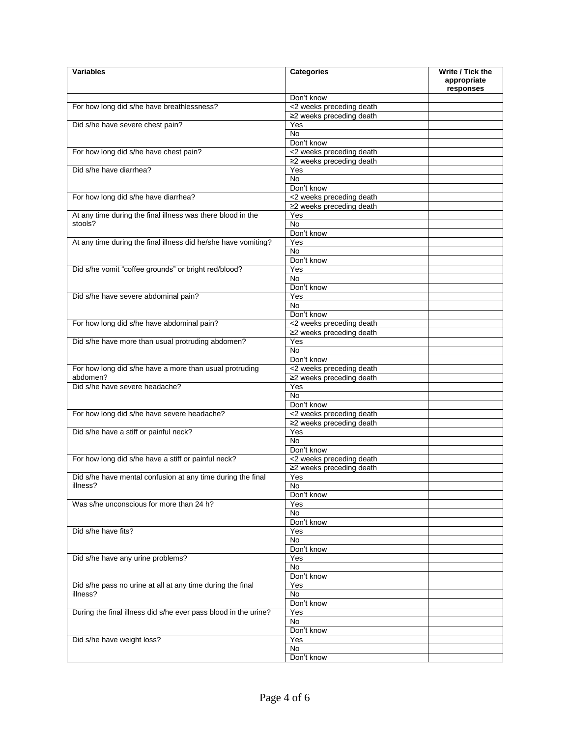| Variables | Categories | Write / Tick the appropriate responses |
|---|---|---|
| | Don't know | |
| For how long did s/he have breathlessness? | <2 weeks preceding death | |
| | ≥2 weeks preceding death | |
| Did s/he have severe chest pain? | Yes | |
| | No | |
| | Don't know | |
| For how long did s/he have chest pain? | <2 weeks preceding death | |
| | ≥2 weeks preceding death | |
| Did s/he have diarrhea? | Yes | |
| | No | |
| | Don't know | |
| For how long did s/he have diarrhea? | <2 weeks preceding death | |
| | ≥2 weeks preceding death | |
| At any time during the final illness was there blood in the stools? | Yes | |
| | No | |
| | Don't know | |
| At any time during the final illness did he/she have vomiting? | Yes | |
| | No | |
| | Don't know | |
| Did s/he vomit "coffee grounds" or bright red/blood? | Yes | |
| | No | |
| | Don't know | |
| Did s/he have severe abdominal pain? | Yes | |
| | No | |
| | Don't know | |
| For how long did s/he have abdominal pain? | <2 weeks preceding death | |
| | ≥2 weeks preceding death | |
| Did s/he have more than usual protruding abdomen? | Yes | |
| | No | |
| | Don't know | |
| For how long did s/he have a more than usual protruding abdomen? | <2 weeks preceding death | |
| | ≥2 weeks preceding death | |
| Did s/he have severe headache? | Yes | |
| | No | |
| | Don't know | |
| For how long did s/he have severe headache? | <2 weeks preceding death | |
| | ≥2 weeks preceding death | |
| Did s/he have a stiff or painful neck? | Yes | |
| | No | |
| | Don't know | |
| For how long did s/he have a stiff or painful neck? | <2 weeks preceding death | |
| | ≥2 weeks preceding death | |
| Did s/he have mental confusion at any time during the final illness? | Yes | |
| | No | |
| | Don't know | |
| Was s/he unconscious for more than 24 h? | Yes | |
| | No | |
| | Don't know | |
| Did s/he have fits? | Yes | |
| | No | |
| | Don't know | |
| Did s/he have any urine problems? | Yes | |
| | No | |
| | Don't know | |
| Did s/he pass no urine at all at any time during the final illness? | Yes | |
| | No | |
| | Don't know | |
| During the final illness did s/he ever pass blood in the urine? | Yes | |
| | No | |
| | Don't know | |
| Did s/he have weight loss? | Yes | |
| | No | |
| | Don't know | |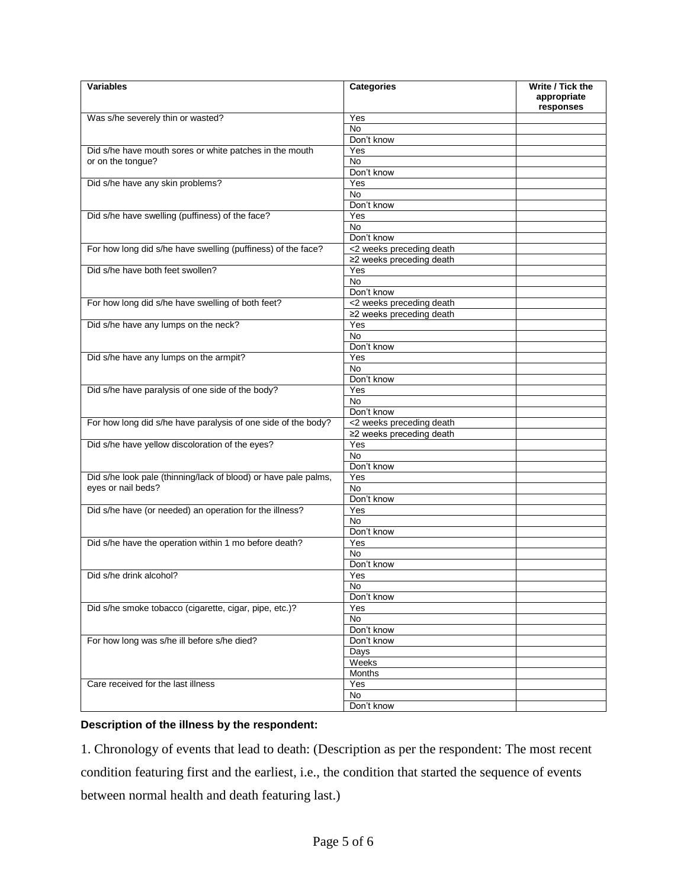| Variables | Categories | Write / Tick the appropriate responses |
|---|---|---|
| Was s/he severely thin or wasted? | Yes | |
| | No | |
| | Don't know | |
| Did s/he have mouth sores or white patches in the mouth or on the tongue? | Yes | |
| | No | |
| | Don't know | |
| Did s/he have any skin problems? | Yes | |
| | No | |
| | Don't know | |
| Did s/he have swelling (puffiness) of the face? | Yes | |
| | No | |
| | Don't know | |
| For how long did s/he have swelling (puffiness) of the face? | <2 weeks preceding death | |
| | ≥2 weeks preceding death | |
| Did s/he have both feet swollen? | Yes | |
| | No | |
| | Don't know | |
| For how long did s/he have swelling of both feet? | <2 weeks preceding death | |
| | ≥2 weeks preceding death | |
| Did s/he have any lumps on the neck? | Yes | |
| | No | |
| | Don't know | |
| Did s/he have any lumps on the armpit? | Yes | |
| | No | |
| | Don't know | |
| Did s/he have paralysis of one side of the body? | Yes | |
| | No | |
| | Don't know | |
| For how long did s/he have paralysis of one side of the body? | <2 weeks preceding death | |
| | ≥2 weeks preceding death | |
| Did s/he have yellow discoloration of the eyes? | Yes | |
| | No | |
| | Don't know | |
| Did s/he look pale (thinning/lack of blood) or have pale palms, eyes or nail beds? | Yes | |
| | No | |
| | Don't know | |
| Did s/he have (or needed) an operation for the illness? | Yes | |
| | No | |
| | Don't know | |
| Did s/he have the operation within 1 mo before death? | Yes | |
| | No | |
| | Don't know | |
| Did s/he drink alcohol? | Yes | |
| | No | |
| | Don't know | |
| Did s/he smoke tobacco (cigarette, cigar, pipe, etc.)? | Yes | |
| | No | |
| | Don't know | |
| For how long was s/he ill before s/he died? | Don't know | |
| | Days | |
| | Weeks | |
| | Months | |
| Care received for the last illness | Yes | |
| | No | |
| | Don't know | |

**Description of the illness by the respondent:**

1. Chronology of events that lead to death: (Description as per the respondent: The most recent condition featuring first and the earliest, i.e., the condition that started the sequence of events between normal health and death featuring last.)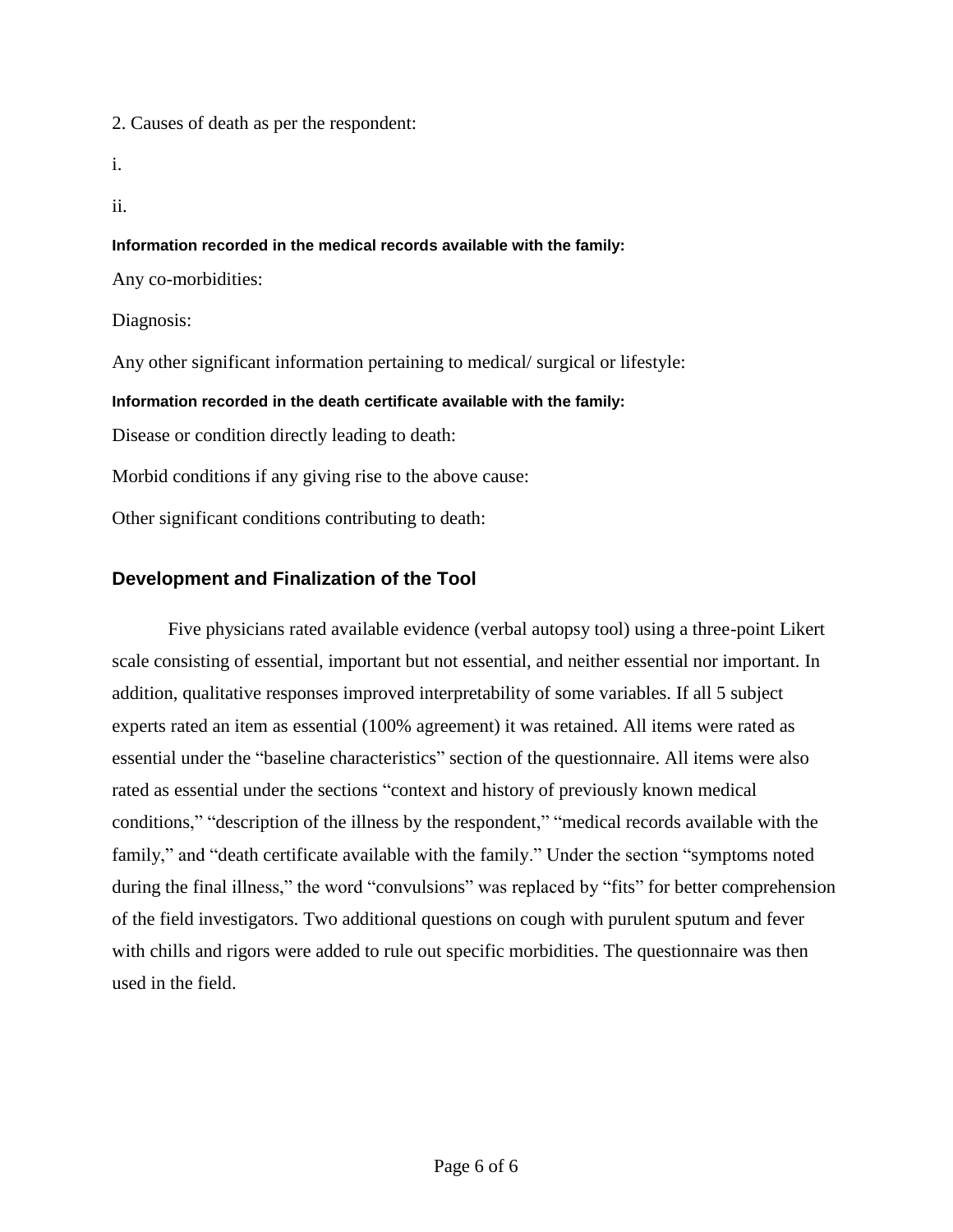2. Causes of death as per the respondent:

i.

ii.

**Information recorded in the medical records available with the family:**

Any co-morbidities:

Diagnosis:

Any other significant information pertaining to medical/ surgical or lifestyle:

**Information recorded in the death certificate available with the family:**

Disease or condition directly leading to death:

Morbid conditions if any giving rise to the above cause:

Other significant conditions contributing to death:

## Development and Finalization of the Tool

Five physicians rated available evidence (verbal autopsy tool) using a three-point Likert scale consisting of essential, important but not essential, and neither essential nor important. In addition, qualitative responses improved interpretability of some variables. If all 5 subject experts rated an item as essential (100% agreement) it was retained. All items were rated as essential under the "baseline characteristics" section of the questionnaire. All items were also rated as essential under the sections "context and history of previously known medical conditions," "description of the illness by the respondent," "medical records available with the family," and "death certificate available with the family." Under the section "symptoms noted during the final illness," the word "convulsions" was replaced by "fits" for better comprehension of the field investigators. Two additional questions on cough with purulent sputum and fever with chills and rigors were added to rule out specific morbidities. The questionnaire was then used in the field.